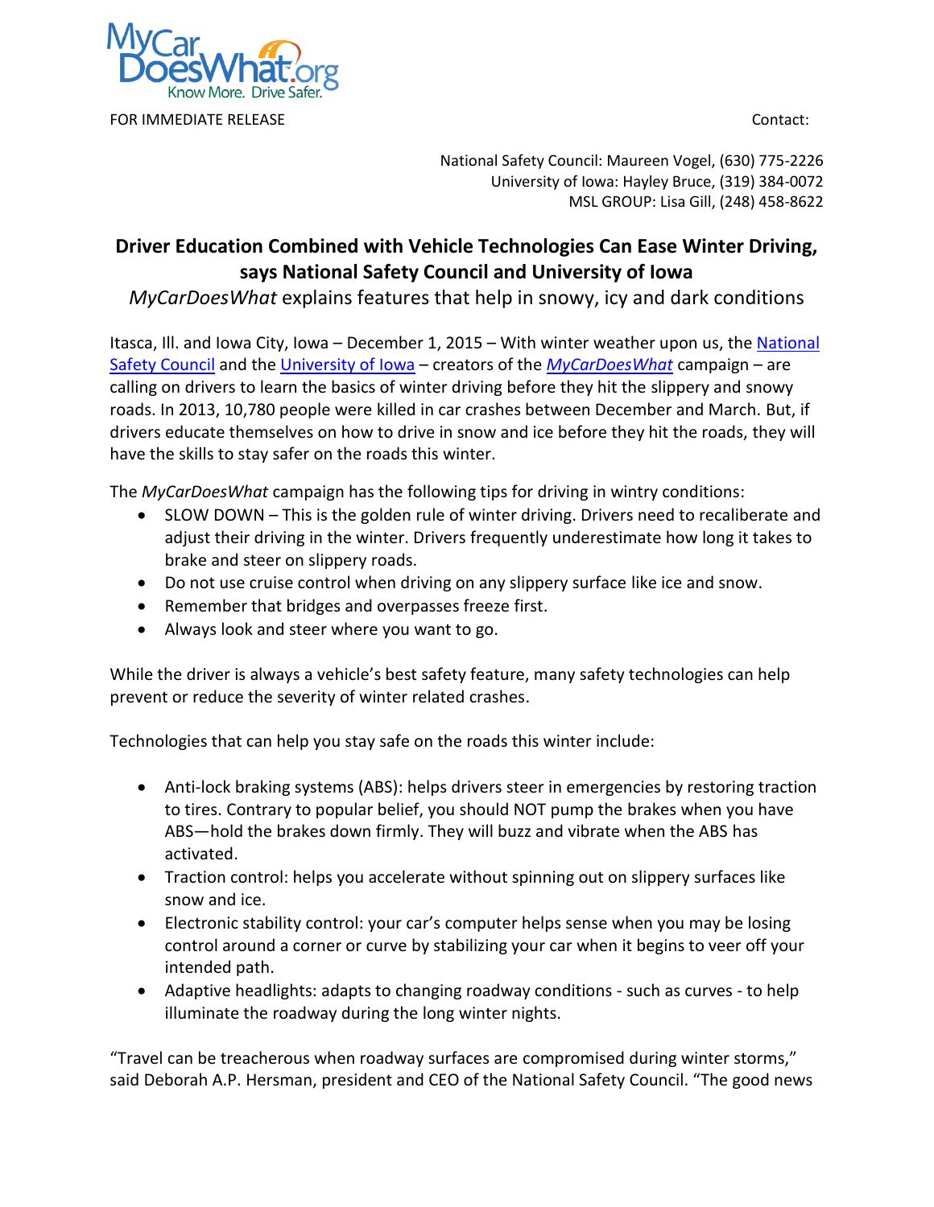MyCarDoesWhat.org
Know More. Drive Safer.

FOR IMMEDIATE RELEASE

Contact:

National Safety Council: Maureen Vogel, (630) 775-2226
University of Iowa: Hayley Bruce, (319) 384-0072
MSL GROUP: Lisa Gill, (248) 458-8622

# Driver Education Combined with Vehicle Technologies Can Ease Winter Driving, says National Safety Council and University of Iowa

*MyCarDoesWhat* explains features that help in snowy, icy and dark conditions

Itasca, Ill. and Iowa City, Iowa – December 1, 2015 – With winter weather upon us, the National Safety Council and the University of Iowa – creators of the *MyCarDoesWhat* campaign – are calling on drivers to learn the basics of winter driving before they hit the slippery and snowy roads. In 2013, 10,780 people were killed in car crashes between December and March. But, if drivers educate themselves on how to drive in snow and ice before they hit the roads, they will have the skills to stay safer on the roads this winter.

The *MyCarDoesWhat* campaign has the following tips for driving in wintry conditions:

- SLOW DOWN – This is the golden rule of winter driving. Drivers need to recaliberate and adjust their driving in the winter. Drivers frequently underestimate how long it takes to brake and steer on slippery roads.
- Do not use cruise control when driving on any slippery surface like ice and snow.
- Remember that bridges and overpasses freeze first.
- Always look and steer where you want to go.

While the driver is always a vehicle's best safety feature, many safety technologies can help prevent or reduce the severity of winter related crashes.

Technologies that can help you stay safe on the roads this winter include:

- Anti-lock braking systems (ABS): helps drivers steer in emergencies by restoring traction to tires. Contrary to popular belief, you should NOT pump the brakes when you have ABS—hold the brakes down firmly. They will buzz and vibrate when the ABS has activated.
- Traction control: helps you accelerate without spinning out on slippery surfaces like snow and ice.
- Electronic stability control: your car's computer helps sense when you may be losing control around a corner or curve by stabilizing your car when it begins to veer off your intended path.
- Adaptive headlights: adapts to changing roadway conditions - such as curves - to help illuminate the roadway during the long winter nights.

"Travel can be treacherous when roadway surfaces are compromised during winter storms," said Deborah A.P. Hersman, president and CEO of the National Safety Council. "The good news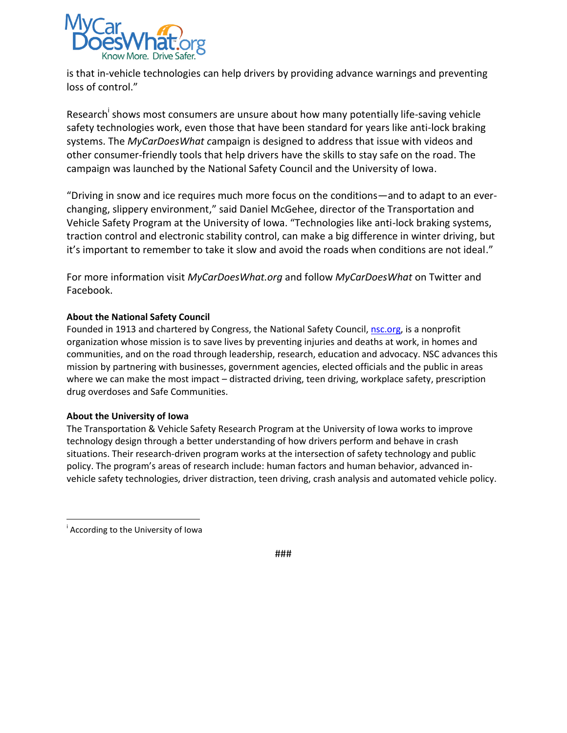is that in-vehicle technologies can help drivers by providing advance warnings and preventing loss of control."

Research[i] shows most consumers are unsure about how many potentially life-saving vehicle safety technologies work, even those that have been standard for years like anti-lock braking systems. The *MyCarDoesWhat c*ampaign is designed to address that issue with videos and other consumer-friendly tools that help drivers have the skills to stay safe on the road. The campaign was launched by the National Safety Council and the University of Iowa.

"Driving in snow and ice requires much more focus on the conditions—and to adapt to an ever-changing, slippery environment," said Daniel McGehee, director of the Transportation and Vehicle Safety Program at the University of Iowa. "Technologies like anti-lock braking systems, traction control and electronic stability control, can make a big difference in winter driving, but it's important to remember to take it slow and avoid the roads when conditions are not ideal."

For more information visit *MyCarDoesWhat.org* and follow *MyCarDoesWhat* on Twitter and Facebook.

**About the National Safety Council**
Founded in 1913 and chartered by Congress, the National Safety Council, nsc.org, is a nonprofit organization whose mission is to save lives by preventing injuries and deaths at work, in homes and communities, and on the road through leadership, research, education and advocacy. NSC advances this mission by partnering with businesses, government agencies, elected officials and the public in areas where we can make the most impact – distracted driving, teen driving, workplace safety, prescription drug overdoses and Safe Communities.

**About the University of Iowa**
The Transportation & Vehicle Safety Research Program at the University of Iowa works to improve technology design through a better understanding of how drivers perform and behave in crash situations. Their research-driven program works at the intersection of safety technology and public policy. The program's areas of research include: human factors and human behavior, advanced in-vehicle safety technologies, driver distraction, teen driving, crash analysis and automated vehicle policy.

[i] According to the University of Iowa

###